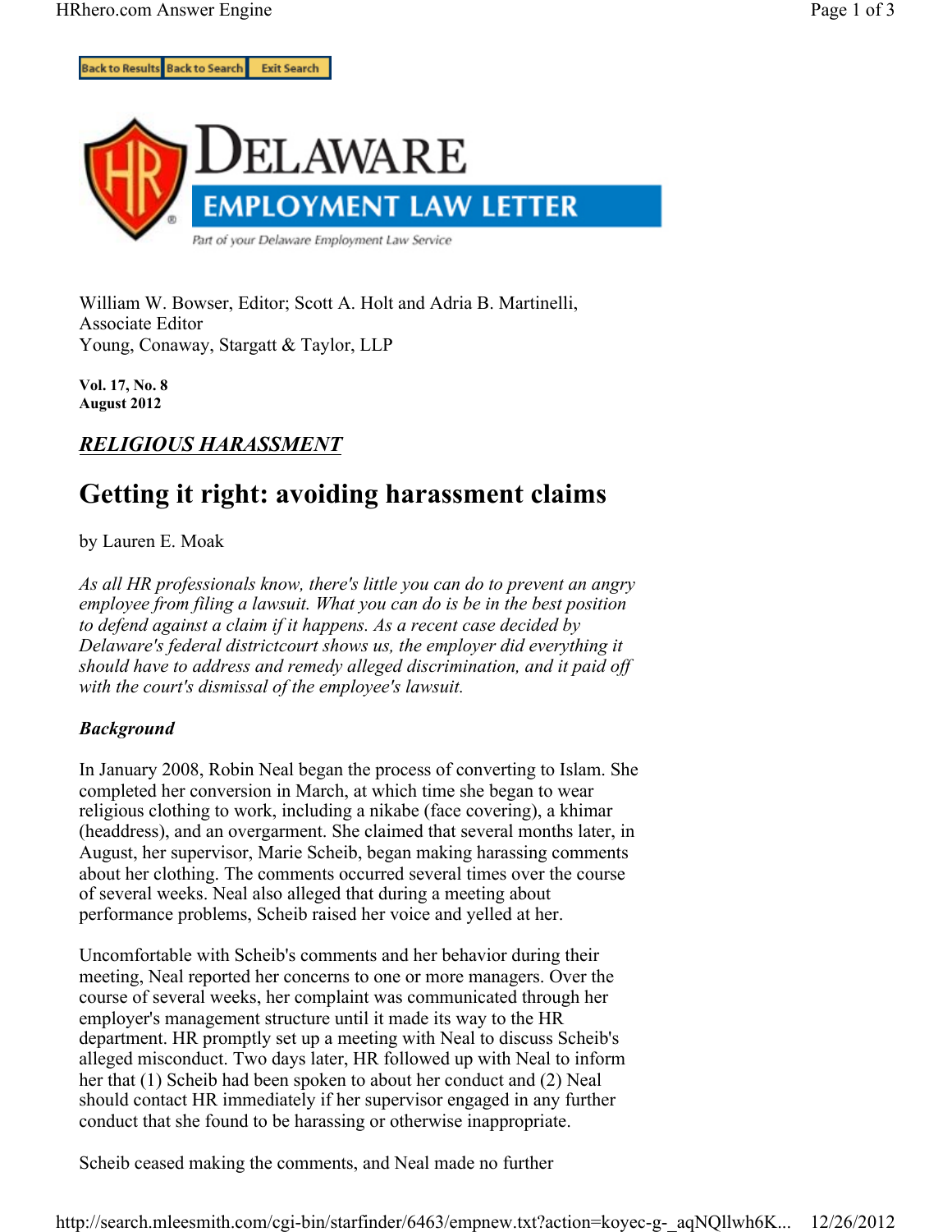# Delaware Employment Law Letter

Part of your Delaware Employment Law Service

William W. Bowser, Editor; Scott A. Holt and Adria B. Martinelli, Associate Editor
Young, Conaway, Stargatt & Taylor, LLP

**Vol. 17, No. 8**
**August 2012**

## ***RELIGIOUS HARASSMENT***

# Getting it right: avoiding harassment claims

by Lauren E. Moak

*As all HR professionals know, there's little you can do to prevent an angry employee from filing a lawsuit. What you can do is be in the best position to defend against a claim if it happens. As a recent case decided by Delaware's federal districtcourt shows us, the employer did everything it should have to address and remedy alleged discrimination, and it paid off with the court's dismissal of the employee's lawsuit.*

### *Background*

In January 2008, Robin Neal began the process of converting to Islam. She completed her conversion in March, at which time she began to wear religious clothing to work, including a nikabe (face covering), a khimar (headdress), and an overgarment. She claimed that several months later, in August, her supervisor, Marie Scheib, began making harassing comments about her clothing. The comments occurred several times over the course of several weeks. Neal also alleged that during a meeting about performance problems, Scheib raised her voice and yelled at her.

Uncomfortable with Scheib's comments and her behavior during their meeting, Neal reported her concerns to one or more managers. Over the course of several weeks, her complaint was communicated through her employer's management structure until it made its way to the HR department. HR promptly set up a meeting with Neal to discuss Scheib's alleged misconduct. Two days later, HR followed up with Neal to inform her that (1) Scheib had been spoken to about her conduct and (2) Neal should contact HR immediately if her supervisor engaged in any further conduct that she found to be harassing or otherwise inappropriate.

Scheib ceased making the comments, and Neal made no further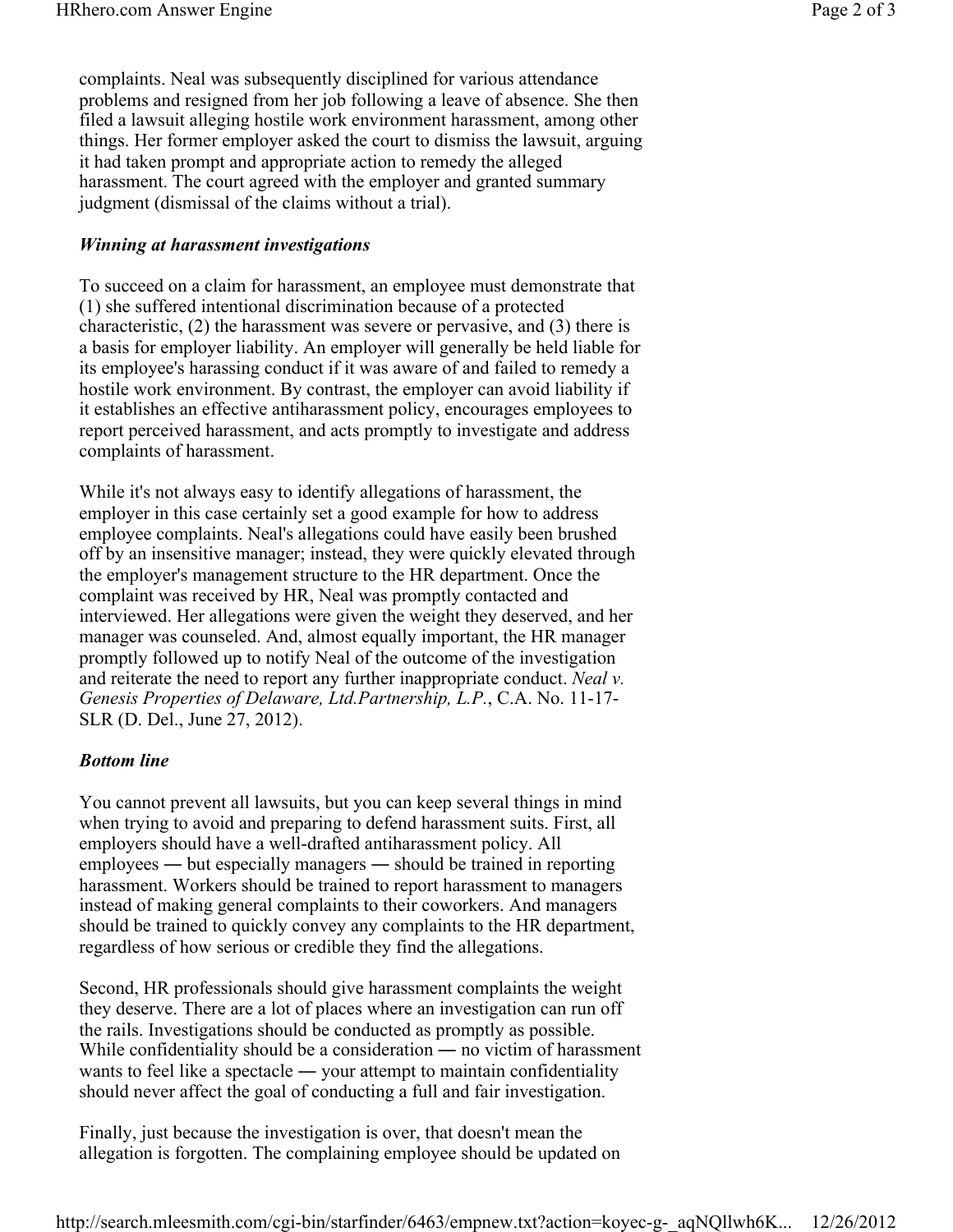complaints. Neal was subsequently disciplined for various attendance problems and resigned from her job following a leave of absence. She then filed a lawsuit alleging hostile work environment harassment, among other things. Her former employer asked the court to dismiss the lawsuit, arguing it had taken prompt and appropriate action to remedy the alleged harassment. The court agreed with the employer and granted summary judgment (dismissal of the claims without a trial).

### *Winning at harassment investigations*

To succeed on a claim for harassment, an employee must demonstrate that (1) she suffered intentional discrimination because of a protected characteristic, (2) the harassment was severe or pervasive, and (3) there is a basis for employer liability. An employer will generally be held liable for its employee's harassing conduct if it was aware of and failed to remedy a hostile work environment. By contrast, the employer can avoid liability if it establishes an effective antiharassment policy, encourages employees to report perceived harassment, and acts promptly to investigate and address complaints of harassment.

While it's not always easy to identify allegations of harassment, the employer in this case certainly set a good example for how to address employee complaints. Neal's allegations could have easily been brushed off by an insensitive manager; instead, they were quickly elevated through the employer's management structure to the HR department. Once the complaint was received by HR, Neal was promptly contacted and interviewed. Her allegations were given the weight they deserved, and her manager was counseled. And, almost equally important, the HR manager promptly followed up to notify Neal of the outcome of the investigation and reiterate the need to report any further inappropriate conduct. *Neal v. Genesis Properties of Delaware, Ltd.Partnership, L.P.*, C.A. No. 11-17-SLR (D. Del., June 27, 2012).

### *Bottom line*

You cannot prevent all lawsuits, but you can keep several things in mind when trying to avoid and preparing to defend harassment suits. First, all employers should have a well-drafted antiharassment policy. All employees — but especially managers — should be trained in reporting harassment. Workers should be trained to report harassment to managers instead of making general complaints to their coworkers. And managers should be trained to quickly convey any complaints to the HR department, regardless of how serious or credible they find the allegations.

Second, HR professionals should give harassment complaints the weight they deserve. There are a lot of places where an investigation can run off the rails. Investigations should be conducted as promptly as possible. While confidentiality should be a consideration — no victim of harassment wants to feel like a spectacle — your attempt to maintain confidentiality should never affect the goal of conducting a full and fair investigation.

Finally, just because the investigation is over, that doesn't mean the allegation is forgotten. The complaining employee should be updated on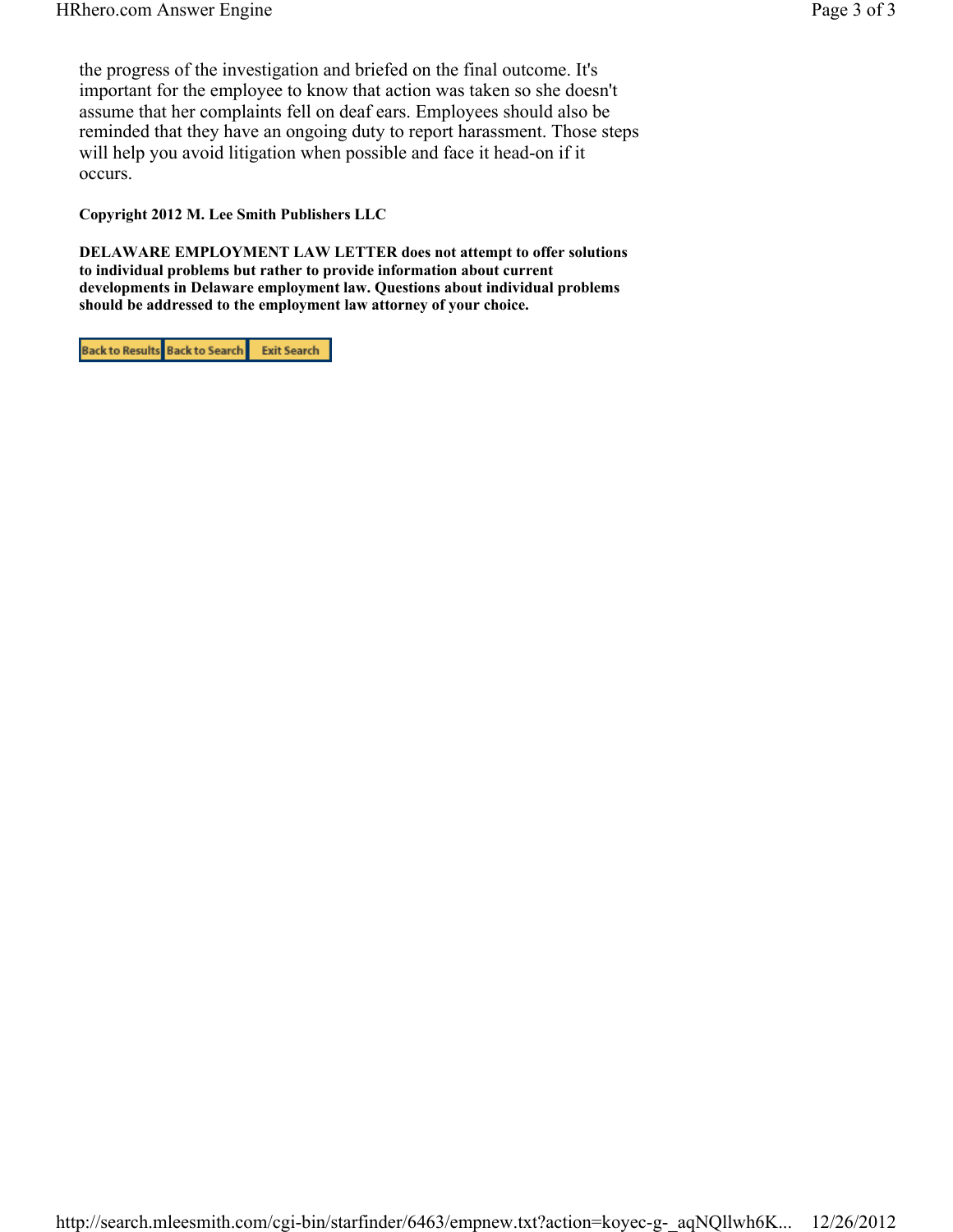the progress of the investigation and briefed on the final outcome. It's important for the employee to know that action was taken so she doesn't assume that her complaints fell on deaf ears. Employees should also be reminded that they have an ongoing duty to report harassment. Those steps will help you avoid litigation when possible and face it head-on if it occurs.

**Copyright 2012 M. Lee Smith Publishers LLC**

**DELAWARE EMPLOYMENT LAW LETTER does not attempt to offer solutions to individual problems but rather to provide information about current developments in Delaware employment law. Questions about individual problems should be addressed to the employment law attorney of your choice.**

Back to Results Back to Search Exit Search